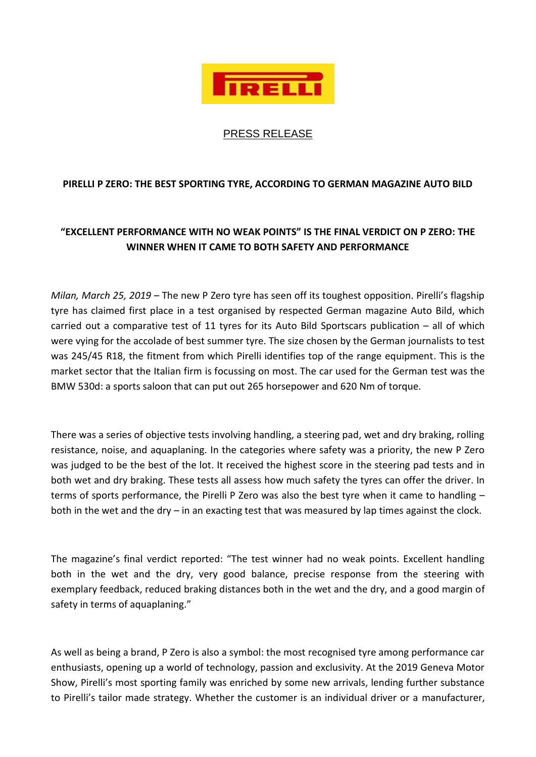PRESS RELEASE

**PIRELLI P ZERO: THE BEST SPORTING TYRE, ACCORDING TO GERMAN MAGAZINE AUTO BILD**

**"EXCELLENT PERFORMANCE WITH NO WEAK POINTS" IS THE FINAL VERDICT ON P ZERO: THE WINNER WHEN IT CAME TO BOTH SAFETY AND PERFORMANCE**

*Milan, March 25, 2019* – The new P Zero tyre has seen off its toughest opposition. Pirelli's flagship tyre has claimed first place in a test organised by respected German magazine Auto Bild, which carried out a comparative test of 11 tyres for its Auto Bild Sportscars publication – all of which were vying for the accolade of best summer tyre. The size chosen by the German journalists to test was 245/45 R18, the fitment from which Pirelli identifies top of the range equipment. This is the market sector that the Italian firm is focussing on most. The car used for the German test was the BMW 530d: a sports saloon that can put out 265 horsepower and 620 Nm of torque.

There was a series of objective tests involving handling, a steering pad, wet and dry braking, rolling resistance, noise, and aquaplaning. In the categories where safety was a priority, the new P Zero was judged to be the best of the lot. It received the highest score in the steering pad tests and in both wet and dry braking. These tests all assess how much safety the tyres can offer the driver. In terms of sports performance, the Pirelli P Zero was also the best tyre when it came to handling – both in the wet and the dry – in an exacting test that was measured by lap times against the clock.

The magazine's final verdict reported: "The test winner had no weak points. Excellent handling both in the wet and the dry, very good balance, precise response from the steering with exemplary feedback, reduced braking distances both in the wet and the dry, and a good margin of safety in terms of aquaplaning."

As well as being a brand, P Zero is also a symbol: the most recognised tyre among performance car enthusiasts, opening up a world of technology, passion and exclusivity. At the 2019 Geneva Motor Show, Pirelli's most sporting family was enriched by some new arrivals, lending further substance to Pirelli's tailor made strategy. Whether the customer is an individual driver or a manufacturer,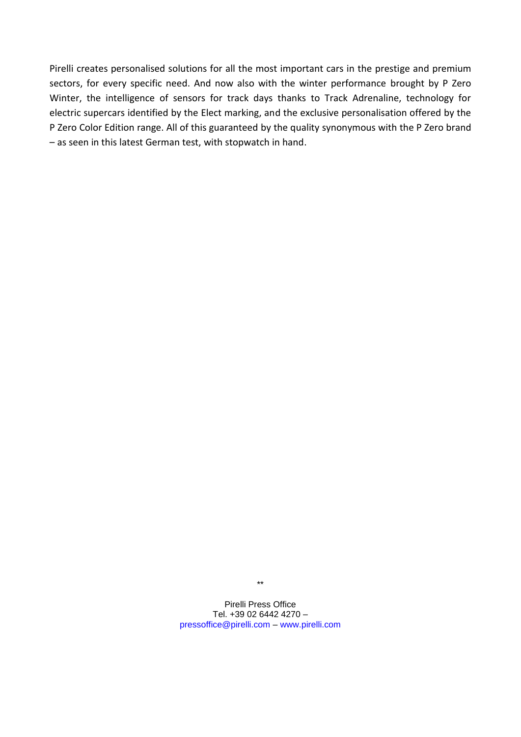Pirelli creates personalised solutions for all the most important cars in the prestige and premium sectors, for every specific need. And now also with the winter performance brought by P Zero Winter, the intelligence of sensors for track days thanks to Track Adrenaline, technology for electric supercars identified by the Elect marking, and the exclusive personalisation offered by the P Zero Color Edition range. All of this guaranteed by the quality synonymous with the P Zero brand – as seen in this latest German test, with stopwatch in hand.

**

Pirelli Press Office
Tel. +39 02 6442 4270 –
pressoffice@pirelli.com – www.pirelli.com